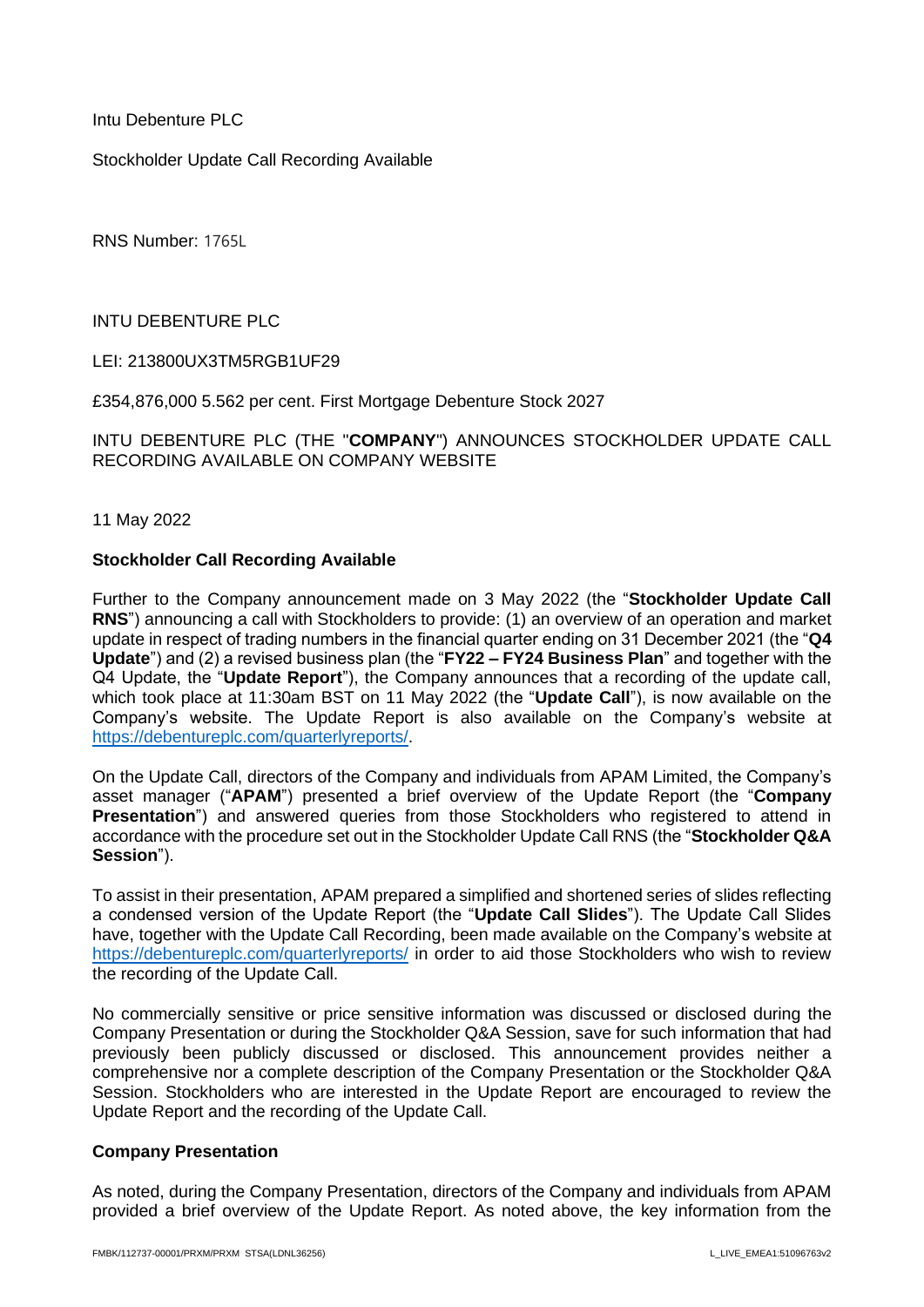Intu Debenture PLC

Stockholder Update Call Recording Available

RNS Number: 1765L

INTU DEBENTURE PLC

LEI: 213800UX3TM5RGB1UF29

£354,876,000 5.562 per cent. First Mortgage Debenture Stock 2027

INTU DEBENTURE PLC (THE "**COMPANY**") ANNOUNCES STOCKHOLDER UPDATE CALL RECORDING AVAILABLE ON COMPANY WEBSITE

11 May 2022

**Stockholder Call Recording Available**

Further to the Company announcement made on 3 May 2022 (the "**Stockholder Update Call RNS**") announcing a call with Stockholders to provide: (1) an overview of an operation and market update in respect of trading numbers in the financial quarter ending on 31 December 2021 (the "**Q4 Update**") and (2) a revised business plan (the "**FY22 – FY24 Business Plan**" and together with the Q4 Update, the "**Update Report**"), the Company announces that a recording of the update call, which took place at 11:30am BST on 11 May 2022 (the "**Update Call**"), is now available on the Company's website. The Update Report is also available on the Company's website at https://debentureplc.com/quarterlyreports/.

On the Update Call, directors of the Company and individuals from APAM Limited, the Company's asset manager ("**APAM**") presented a brief overview of the Update Report (the "**Company Presentation**") and answered queries from those Stockholders who registered to attend in accordance with the procedure set out in the Stockholder Update Call RNS (the "**Stockholder Q&A Session**").

To assist in their presentation, APAM prepared a simplified and shortened series of slides reflecting a condensed version of the Update Report (the "**Update Call Slides**"). The Update Call Slides have, together with the Update Call Recording, been made available on the Company's website at https://debentureplc.com/quarterlyreports/ in order to aid those Stockholders who wish to review the recording of the Update Call.

No commercially sensitive or price sensitive information was discussed or disclosed during the Company Presentation or during the Stockholder Q&A Session, save for such information that had previously been publicly discussed or disclosed. This announcement provides neither a comprehensive nor a complete description of the Company Presentation or the Stockholder Q&A Session. Stockholders who are interested in the Update Report are encouraged to review the Update Report and the recording of the Update Call.

**Company Presentation**

As noted, during the Company Presentation, directors of the Company and individuals from APAM provided a brief overview of the Update Report. As noted above, the key information from the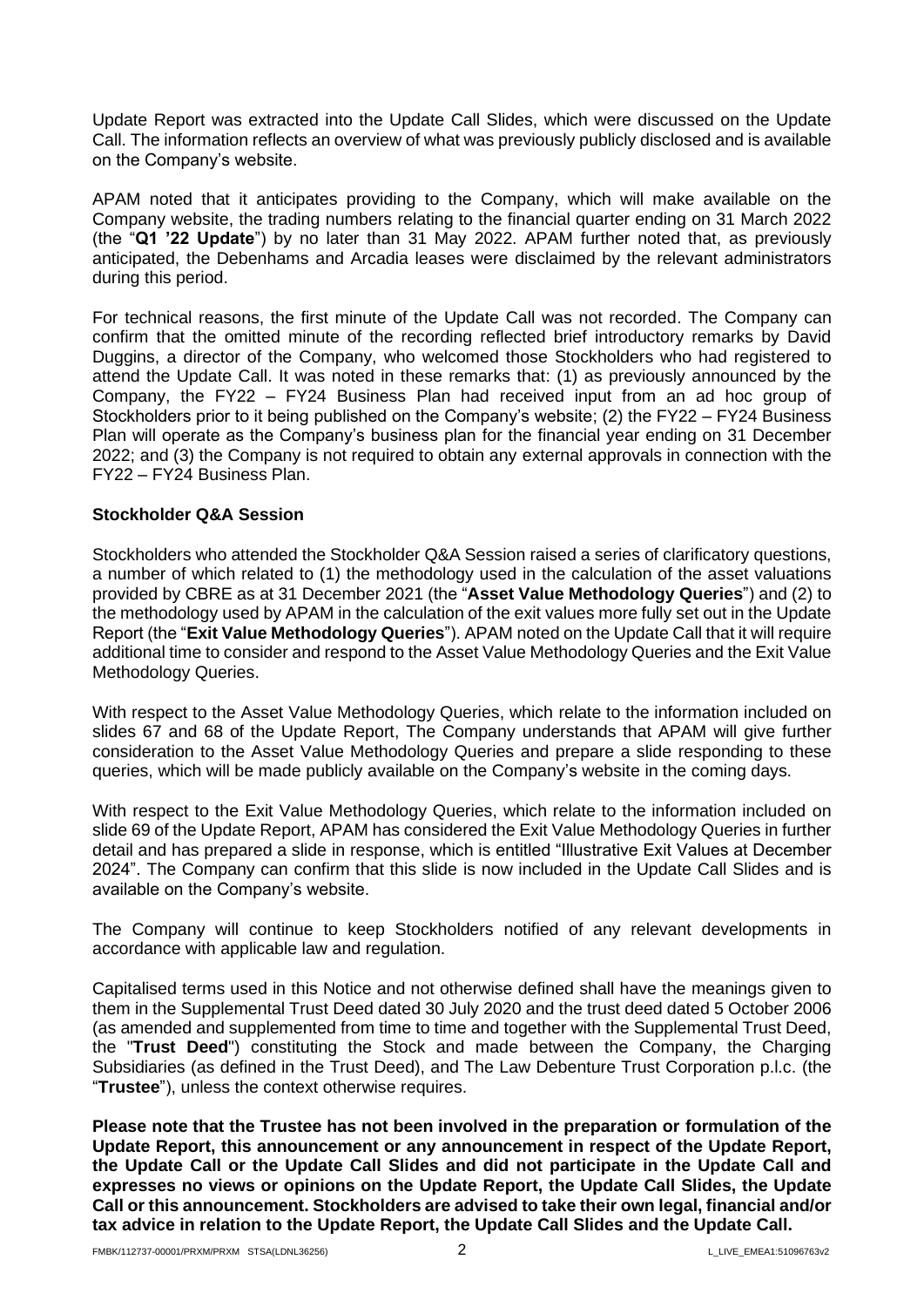Update Report was extracted into the Update Call Slides, which were discussed on the Update Call. The information reflects an overview of what was previously publicly disclosed and is available on the Company's website.

APAM noted that it anticipates providing to the Company, which will make available on the Company website, the trading numbers relating to the financial quarter ending on 31 March 2022 (the "**Q1 '22 Update**") by no later than 31 May 2022. APAM further noted that, as previously anticipated, the Debenhams and Arcadia leases were disclaimed by the relevant administrators during this period.

For technical reasons, the first minute of the Update Call was not recorded. The Company can confirm that the omitted minute of the recording reflected brief introductory remarks by David Duggins, a director of the Company, who welcomed those Stockholders who had registered to attend the Update Call. It was noted in these remarks that: (1) as previously announced by the Company, the FY22 – FY24 Business Plan had received input from an ad hoc group of Stockholders prior to it being published on the Company's website; (2) the FY22 – FY24 Business Plan will operate as the Company's business plan for the financial year ending on 31 December 2022; and (3) the Company is not required to obtain any external approvals in connection with the FY22 – FY24 Business Plan.

**Stockholder Q&A Session**

Stockholders who attended the Stockholder Q&A Session raised a series of clarificatory questions, a number of which related to (1) the methodology used in the calculation of the asset valuations provided by CBRE as at 31 December 2021 (the "**Asset Value Methodology Queries**") and (2) to the methodology used by APAM in the calculation of the exit values more fully set out in the Update Report (the "**Exit Value Methodology Queries**"). APAM noted on the Update Call that it will require additional time to consider and respond to the Asset Value Methodology Queries and the Exit Value Methodology Queries.

With respect to the Asset Value Methodology Queries, which relate to the information included on slides 67 and 68 of the Update Report, The Company understands that APAM will give further consideration to the Asset Value Methodology Queries and prepare a slide responding to these queries, which will be made publicly available on the Company's website in the coming days.

With respect to the Exit Value Methodology Queries, which relate to the information included on slide 69 of the Update Report, APAM has considered the Exit Value Methodology Queries in further detail and has prepared a slide in response, which is entitled "Illustrative Exit Values at December 2024". The Company can confirm that this slide is now included in the Update Call Slides and is available on the Company's website.

The Company will continue to keep Stockholders notified of any relevant developments in accordance with applicable law and regulation.

Capitalised terms used in this Notice and not otherwise defined shall have the meanings given to them in the Supplemental Trust Deed dated 30 July 2020 and the trust deed dated 5 October 2006 (as amended and supplemented from time to time and together with the Supplemental Trust Deed, the "**Trust Deed**") constituting the Stock and made between the Company, the Charging Subsidiaries (as defined in the Trust Deed), and The Law Debenture Trust Corporation p.l.c. (the "**Trustee**"), unless the context otherwise requires.

**Please note that the Trustee has not been involved in the preparation or formulation of the Update Report, this announcement or any announcement in respect of the Update Report, the Update Call or the Update Call Slides and did not participate in the Update Call and expresses no views or opinions on the Update Report, the Update Call Slides, the Update Call or this announcement. Stockholders are advised to take their own legal, financial and/or tax advice in relation to the Update Report, the Update Call Slides and the Update Call.**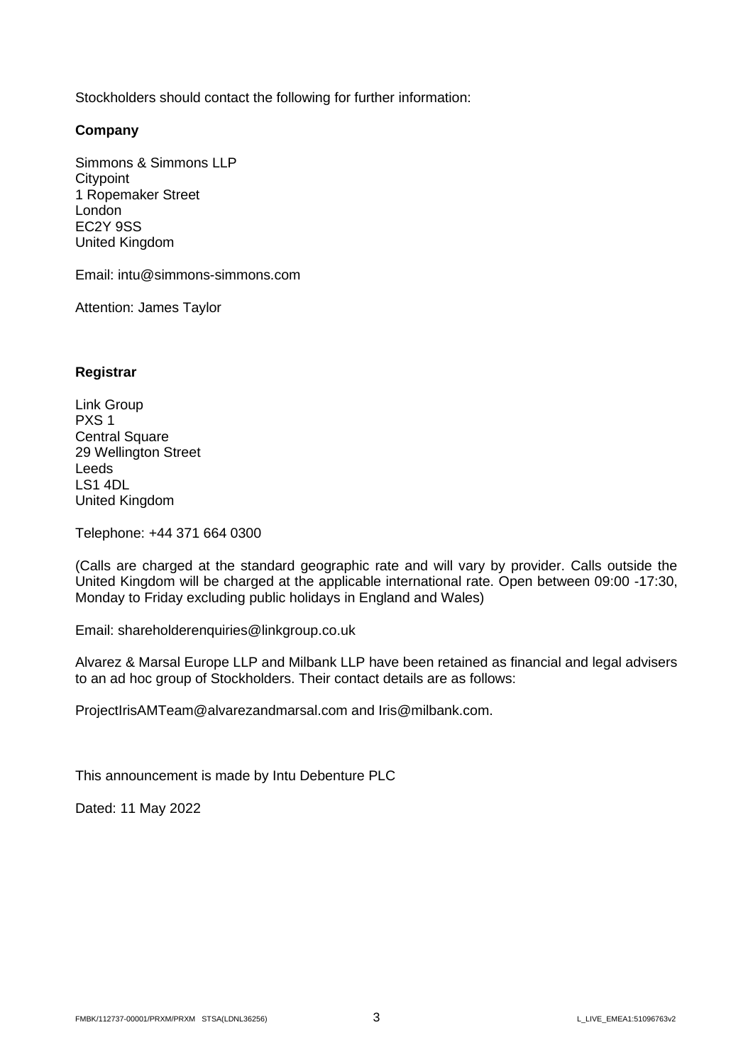Stockholders should contact the following for further information:

**Company**

Simmons & Simmons LLP
Citypoint
1 Ropemaker Street
London
EC2Y 9SS
United Kingdom

Email: intu@simmons-simmons.com

Attention: James Taylor

**Registrar**

Link Group
PXS 1
Central Square
29 Wellington Street
Leeds
LS1 4DL
United Kingdom

Telephone: +44 371 664 0300

(Calls are charged at the standard geographic rate and will vary by provider. Calls outside the United Kingdom will be charged at the applicable international rate. Open between 09:00 -17:30, Monday to Friday excluding public holidays in England and Wales)

Email: shareholderenquiries@linkgroup.co.uk

Alvarez & Marsal Europe LLP and Milbank LLP have been retained as financial and legal advisers to an ad hoc group of Stockholders. Their contact details are as follows:

ProjectIrisAMTeam@alvarezandmarsal.com and Iris@milbank.com.

This announcement is made by Intu Debenture PLC

Dated: 11 May 2022